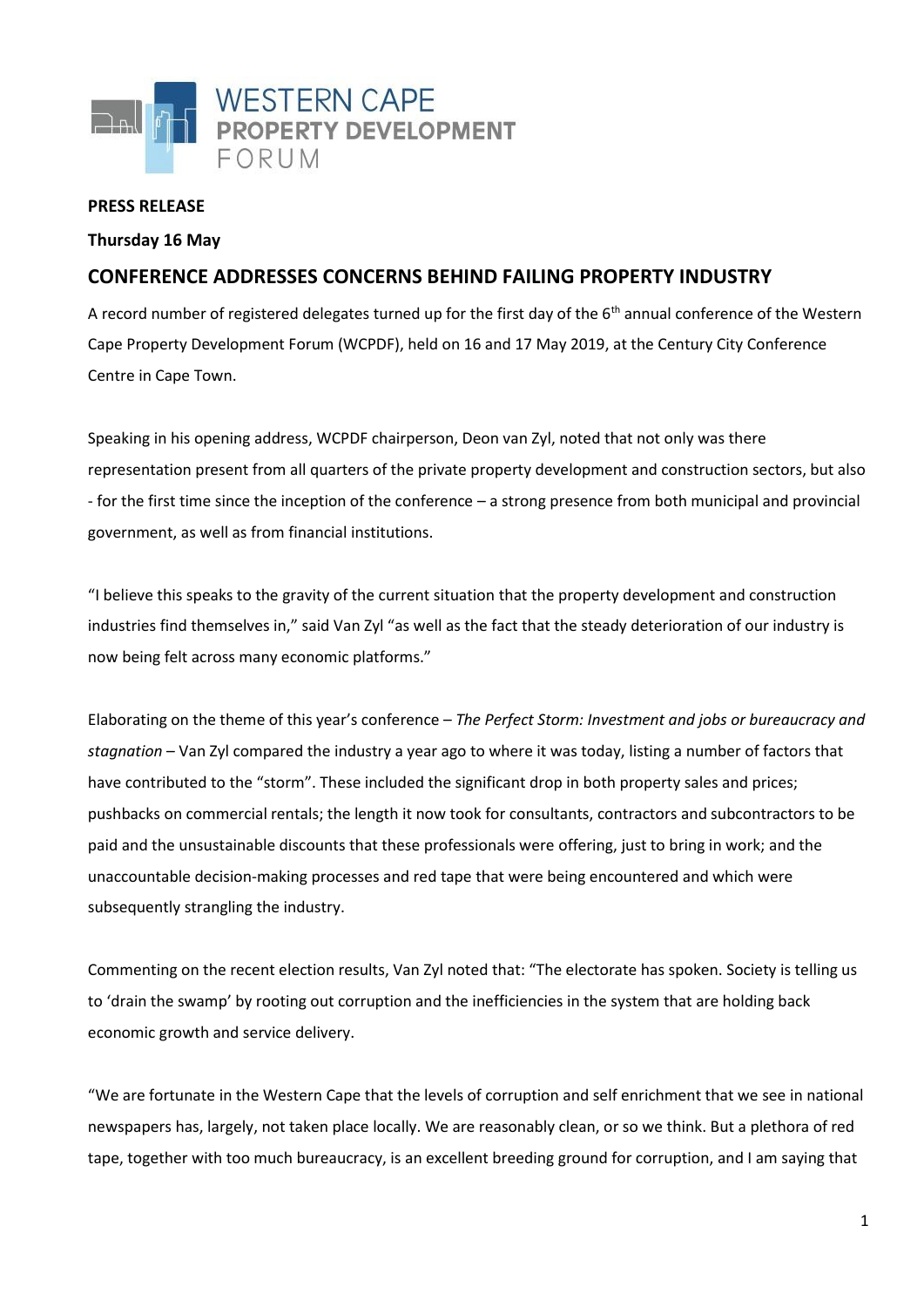WESTERN CAPE
PROPERTY DEVELOPMENT
FORUM

**PRESS RELEASE**

**Thursday 16 May**

## CONFERENCE ADDRESSES CONCERNS BEHIND FAILING PROPERTY INDUSTRY

A record number of registered delegates turned up for the first day of the 6th annual conference of the Western Cape Property Development Forum (WCPDF), held on 16 and 17 May 2019, at the Century City Conference Centre in Cape Town.

Speaking in his opening address, WCPDF chairperson, Deon van Zyl, noted that not only was there representation present from all quarters of the private property development and construction sectors, but also - for the first time since the inception of the conference – a strong presence from both municipal and provincial government, as well as from financial institutions.

"I believe this speaks to the gravity of the current situation that the property development and construction industries find themselves in," said Van Zyl "as well as the fact that the steady deterioration of our industry is now being felt across many economic platforms."

Elaborating on the theme of this year's conference – *The Perfect Storm: Investment and jobs or bureaucracy and stagnation* – Van Zyl compared the industry a year ago to where it was today, listing a number of factors that have contributed to the "storm". These included the significant drop in both property sales and prices; pushbacks on commercial rentals; the length it now took for consultants, contractors and subcontractors to be paid and the unsustainable discounts that these professionals were offering, just to bring in work; and the unaccountable decision-making processes and red tape that were being encountered and which were subsequently strangling the industry.

Commenting on the recent election results, Van Zyl noted that: "The electorate has spoken. Society is telling us to 'drain the swamp' by rooting out corruption and the inefficiencies in the system that are holding back economic growth and service delivery.

"We are fortunate in the Western Cape that the levels of corruption and self enrichment that we see in national newspapers has, largely, not taken place locally. We are reasonably clean, or so we think. But a plethora of red tape, together with too much bureaucracy, is an excellent breeding ground for corruption, and I am saying that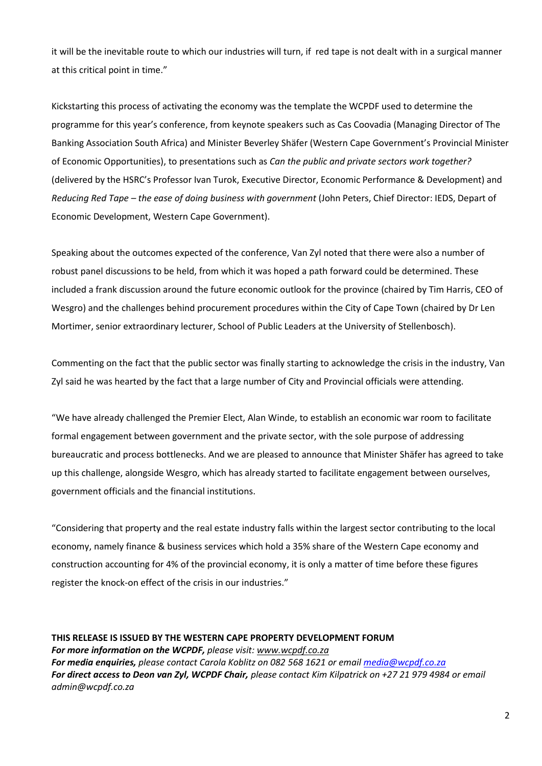it will be the inevitable route to which our industries will turn, if red tape is not dealt with in a surgical manner at this critical point in time."

Kickstarting this process of activating the economy was the template the WCPDF used to determine the programme for this year's conference, from keynote speakers such as Cas Coovadia (Managing Director of The Banking Association South Africa) and Minister Beverley Shäfer (Western Cape Government's Provincial Minister of Economic Opportunities), to presentations such as *Can the public and private sectors work together?* (delivered by the HSRC's Professor Ivan Turok, Executive Director, Economic Performance & Development) and *Reducing Red Tape – the ease of doing business with government* (John Peters, Chief Director: IEDS, Depart of Economic Development, Western Cape Government).

Speaking about the outcomes expected of the conference, Van Zyl noted that there were also a number of robust panel discussions to be held, from which it was hoped a path forward could be determined. These included a frank discussion around the future economic outlook for the province (chaired by Tim Harris, CEO of Wesgro) and the challenges behind procurement procedures within the City of Cape Town (chaired by Dr Len Mortimer, senior extraordinary lecturer, School of Public Leaders at the University of Stellenbosch).

Commenting on the fact that the public sector was finally starting to acknowledge the crisis in the industry, Van Zyl said he was hearted by the fact that a large number of City and Provincial officials were attending.

"We have already challenged the Premier Elect, Alan Winde, to establish an economic war room to facilitate formal engagement between government and the private sector, with the sole purpose of addressing bureaucratic and process bottlenecks. And we are pleased to announce that Minister Shäfer has agreed to take up this challenge, alongside Wesgro, which has already started to facilitate engagement between ourselves, government officials and the financial institutions.

"Considering that property and the real estate industry falls within the largest sector contributing to the local economy, namely finance & business services which hold a 35% share of the Western Cape economy and construction accounting for 4% of the provincial economy, it is only a matter of time before these figures register the knock-on effect of the crisis in our industries."

**THIS RELEASE IS ISSUED BY THE WESTERN CAPE PROPERTY DEVELOPMENT FORUM**
***For more information on the WCPDF,*** *please visit: www.wcpdf.co.za*
***For media enquiries,*** *please contact Carola Koblitz on 082 568 1621 or email media@wcpdf.co.za*
***For direct access to Deon van Zyl, WCPDF Chair,*** *please contact Kim Kilpatrick on +27 21 979 4984 or email admin@wcpdf.co.za*